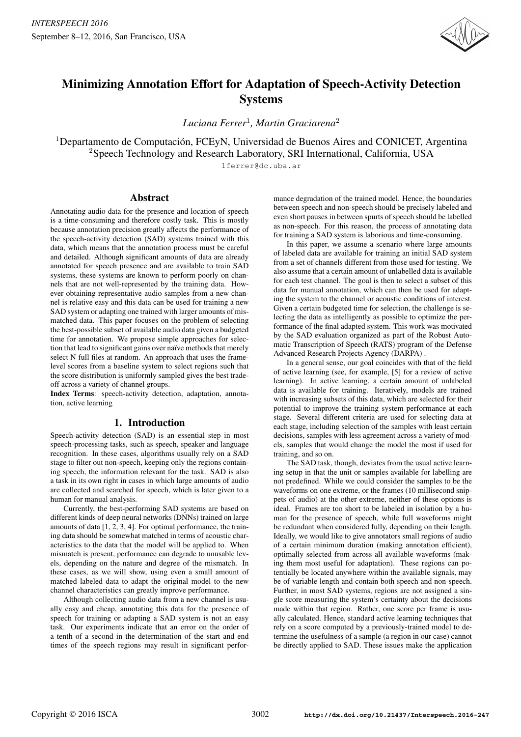# Minimizing Annotation Effort for Adaptation of Speech-Activity Detection Systems

*Luciana Ferrer*[1], *Martin Graciarena*[2]

[1]Departamento de Computación, FCEyN, Universidad de Buenos Aires and CONICET, Argentina
[2]Speech Technology and Research Laboratory, SRI International, California, USA

lferrer@dc.uba.ar

## Abstract

Annotating audio data for the presence and location of speech is a time-consuming and therefore costly task. This is mostly because annotation precision greatly affects the performance of the speech-activity detection (SAD) systems trained with this data, which means that the annotation process must be careful and detailed. Although significant amounts of data are already annotated for speech presence and are available to train SAD systems, these systems are known to perform poorly on channels that are not well-represented by the training data. However obtaining representative audio samples from a new channel is relative easy and this data can be used for training a new SAD system or adapting one trained with larger amounts of mismatched data. This paper focuses on the problem of selecting the best-possible subset of available audio data given a budgeted time for annotation. We propose simple approaches for selection that lead to significant gains over naïve methods that merely select N full files at random. An approach that uses the frame-level scores from a baseline system to select regions such that the score distribution is uniformly sampled gives the best trade-off across a variety of channel groups.

**Index Terms**: speech-activity detection, adaptation, annotation, active learning

## 1. Introduction

Speech-activity detection (SAD) is an essential step in most speech-processing tasks, such as speech, speaker and language recognition. In these cases, algorithms usually rely on a SAD stage to filter out non-speech, keeping only the regions containing speech, the information relevant for the task. SAD is also a task in its own right in cases in which large amounts of audio are collected and searched for speech, which is later given to a human for manual analysis.

Currently, the best-performing SAD systems are based on different kinds of deep neural networks (DNNs) trained on large amounts of data [1, 2, 3, 4]. For optimal performance, the training data should be somewhat matched in terms of acoustic characteristics to the data that the model will be applied to. When mismatch is present, performance can degrade to unusable levels, depending on the nature and degree of the mismatch. In these cases, as we will show, using even a small amount of matched labeled data to adapt the original model to the new channel characteristics can greatly improve performance.

Although collecting audio data from a new channel is usually easy and cheap, annotating this data for the presence of speech for training or adapting a SAD system is not an easy task. Our experiments indicate that an error on the order of a tenth of a second in the determination of the start and end times of the speech regions may result in significant performance degradation of the trained model. Hence, the boundaries between speech and non-speech should be precisely labeled and even short pauses in between spurts of speech should be labelled as non-speech. For this reason, the process of annotating data for training a SAD system is laborious and time-consuming.

In this paper, we assume a scenario where large amounts of labeled data are available for training an initial SAD system from a set of channels different from those used for testing. We also assume that a certain amount of unlabelled data is available for each test channel. The goal is then to select a subset of this data for manual annotation, which can then be used for adapting the system to the channel or acoustic conditions of interest. Given a certain budgeted time for selection, the challenge is selecting the data as intelligently as possible to optimize the performance of the final adapted system. This work was motivated by the SAD evaluation organized as part of the Robust Automatic Transcription of Speech (RATS) program of the Defense Advanced Research Projects Agency (DARPA) .

In a general sense, our goal coincides with that of the field of active learning (see, for example, [5] for a review of active learning). In active learning, a certain amount of unlabeled data is available for training. Iteratively, models are trained with increasing subsets of this data, which are selected for their potential to improve the training system performance at each stage. Several different criteria are used for selecting data at each stage, including selection of the samples with least certain decisions, samples with less agreement across a variety of models, samples that would change the model the most if used for training, and so on.

The SAD task, though, deviates from the usual active learning setup in that the unit or samples available for labelling are not predefined. While we could consider the samples to be the waveforms on one extreme, or the frames (10 millisecond snippets of audio) at the other extreme, neither of these options is ideal. Frames are too short to be labeled in isolation by a human for the presence of speech, while full waveforms might be redundant when considered fully, depending on their length. Ideally, we would like to give annotators small regions of audio of a certain minimum duration (making annotation efficient), optimally selected from across all available waveforms (making them most useful for adaptation). These regions can potentially be located anywhere within the available signals, may be of variable length and contain both speech and non-speech. Further, in most SAD systems, regions are not assigned a single score measuring the system's certainty about the decisions made within that region. Rather, one score per frame is usually calculated. Hence, standard active learning techniques that rely on a score computed by a previously-trained model to determine the usefulness of a sample (a region in our case) cannot be directly applied to SAD. These issues make the application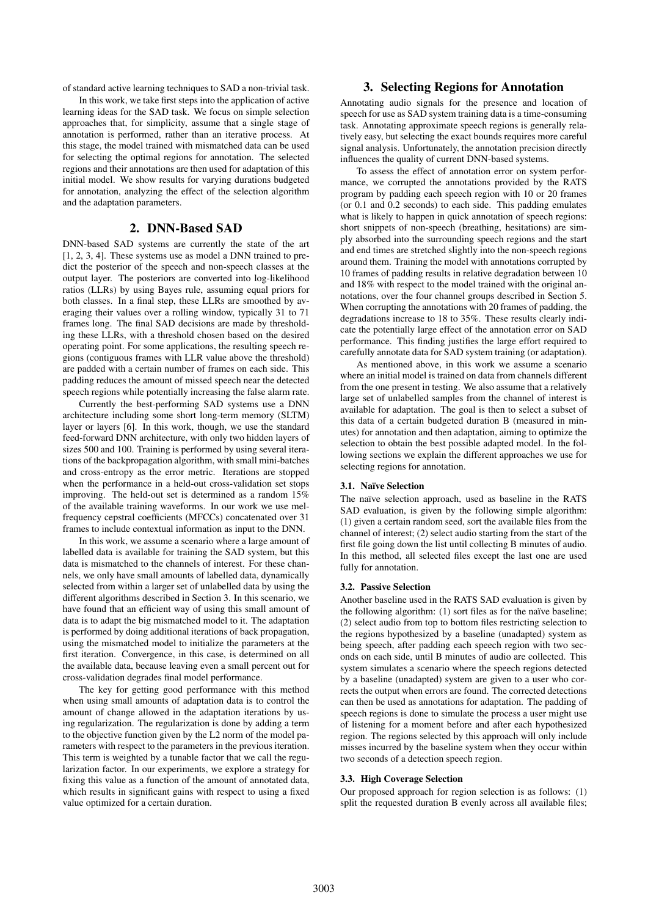of standard active learning techniques to SAD a non-trivial task.

In this work, we take first steps into the application of active learning ideas for the SAD task. We focus on simple selection approaches that, for simplicity, assume that a single stage of annotation is performed, rather than an iterative process. At this stage, the model trained with mismatched data can be used for selecting the optimal regions for annotation. The selected regions and their annotations are then used for adaptation of this initial model. We show results for varying durations budgeted for annotation, analyzing the effect of the selection algorithm and the adaptation parameters.

## 2. DNN-Based SAD

DNN-based SAD systems are currently the state of the art [1, 2, 3, 4]. These systems use as model a DNN trained to predict the posterior of the speech and non-speech classes at the output layer. The posteriors are converted into log-likelihood ratios (LLRs) by using Bayes rule, assuming equal priors for both classes. In a final step, these LLRs are smoothed by averaging their values over a rolling window, typically 31 to 71 frames long. The final SAD decisions are made by thresholding these LLRs, with a threshold chosen based on the desired operating point. For some applications, the resulting speech regions (contiguous frames with LLR value above the threshold) are padded with a certain number of frames on each side. This padding reduces the amount of missed speech near the detected speech regions while potentially increasing the false alarm rate.

Currently the best-performing SAD systems use a DNN architecture including some short long-term memory (SLTM) layer or layers [6]. In this work, though, we use the standard feed-forward DNN architecture, with only two hidden layers of sizes 500 and 100. Training is performed by using several iterations of the backpropagation algorithm, with small mini-batches and cross-entropy as the error metric. Iterations are stopped when the performance in a held-out cross-validation set stops improving. The held-out set is determined as a random 15% of the available training waveforms. In our work we use mel-frequency cepstral coefficients (MFCCs) concatenated over 31 frames to include contextual information as input to the DNN.

In this work, we assume a scenario where a large amount of labelled data is available for training the SAD system, but this data is mismatched to the channels of interest. For these channels, we only have small amounts of labelled data, dynamically selected from within a larger set of unlabelled data by using the different algorithms described in Section 3. In this scenario, we have found that an efficient way of using this small amount of data is to adapt the big mismatched model to it. The adaptation is performed by doing additional iterations of back propagation, using the mismatched model to initialize the parameters at the first iteration. Convergence, in this case, is determined on all the available data, because leaving even a small percent out for cross-validation degrades final model performance.

The key for getting good performance with this method when using small amounts of adaptation data is to control the amount of change allowed in the adaptation iterations by using regularization. The regularization is done by adding a term to the objective function given by the L2 norm of the model parameters with respect to the parameters in the previous iteration. This term is weighted by a tunable factor that we call the regularization factor. In our experiments, we explore a strategy for fixing this value as a function of the amount of annotated data, which results in significant gains with respect to using a fixed value optimized for a certain duration.

## 3. Selecting Regions for Annotation

Annotating audio signals for the presence and location of speech for use as SAD system training data is a time-consuming task. Annotating approximate speech regions is generally relatively easy, but selecting the exact bounds requires more careful signal analysis. Unfortunately, the annotation precision directly influences the quality of current DNN-based systems.

To assess the effect of annotation error on system performance, we corrupted the annotations provided by the RATS program by padding each speech region with 10 or 20 frames (or 0.1 and 0.2 seconds) to each side. This padding emulates what is likely to happen in quick annotation of speech regions: short snippets of non-speech (breathing, hesitations) are simply absorbed into the surrounding speech regions and the start and end times are stretched slightly into the non-speech regions around them. Training the model with annotations corrupted by 10 frames of padding results in relative degradation between 10 and 18% with respect to the model trained with the original annotations, over the four channel groups described in Section 5. When corrupting the annotations with 20 frames of padding, the degradations increase to 18 to 35%. These results clearly indicate the potentially large effect of the annotation error on SAD performance. This finding justifies the large effort required to carefully annotate data for SAD system training (or adaptation).

As mentioned above, in this work we assume a scenario where an initial model is trained on data from channels different from the one present in testing. We also assume that a relatively large set of unlabelled samples from the channel of interest is available for adaptation. The goal is then to select a subset of this data of a certain budgeted duration B (measured in minutes) for annotation and then adaptation, aiming to optimize the selection to obtain the best possible adapted model. In the following sections we explain the different approaches we use for selecting regions for annotation.

### 3.1. Naïve Selection

The naïve selection approach, used as baseline in the RATS SAD evaluation, is given by the following simple algorithm: (1) given a certain random seed, sort the available files from the channel of interest; (2) select audio starting from the start of the first file going down the list until collecting B minutes of audio. In this method, all selected files except the last one are used fully for annotation.

### 3.2. Passive Selection

Another baseline used in the RATS SAD evaluation is given by the following algorithm: (1) sort files as for the naïve baseline; (2) select audio from top to bottom files restricting selection to the regions hypothesized by a baseline (unadapted) system as being speech, after padding each speech region with two seconds on each side, until B minutes of audio are collected. This system simulates a scenario where the speech regions detected by a baseline (unadapted) system are given to a user who corrects the output when errors are found. The corrected detections can then be used as annotations for adaptation. The padding of speech regions is done to simulate the process a user might use of listening for a moment before and after each hypothesized region. The regions selected by this approach will only include misses incurred by the baseline system when they occur within two seconds of a detection speech region.

### 3.3. High Coverage Selection

Our proposed approach for region selection is as follows: (1) split the requested duration B evenly across all available files;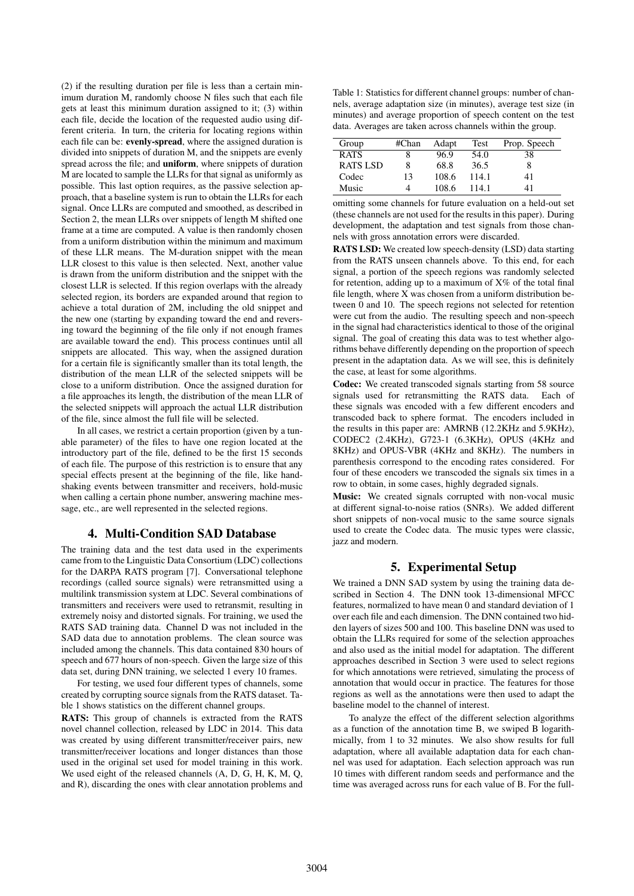(2) if the resulting duration per file is less than a certain minimum duration M, randomly choose N files such that each file gets at least this minimum duration assigned to it; (3) within each file, decide the location of the requested audio using different criteria. In turn, the criteria for locating regions within each file can be: **evenly-spread**, where the assigned duration is divided into snippets of duration M, and the snippets are evenly spread across the file; and **uniform**, where snippets of duration M are located to sample the LLRs for that signal as uniformly as possible. This last option requires, as the passive selection approach, that a baseline system is run to obtain the LLRs for each signal. Once LLRs are computed and smoothed, as described in Section 2, the mean LLRs over snippets of length M shifted one frame at a time are computed. A value is then randomly chosen from a uniform distribution within the minimum and maximum of these LLR means. The M-duration snippet with the mean LLR closest to this value is then selected. Next, another value is drawn from the uniform distribution and the snippet with the closest LLR is selected. If this region overlaps with the already selected region, its borders are expanded around that region to achieve a total duration of 2M, including the old snippet and the new one (starting by expanding toward the end and reversing toward the beginning of the file only if not enough frames are available toward the end). This process continues until all snippets are allocated. This way, when the assigned duration for a certain file is significantly smaller than its total length, the distribution of the mean LLR of the selected snippets will be close to a uniform distribution. Once the assigned duration for a file approaches its length, the distribution of the mean LLR of the selected snippets will approach the actual LLR distribution of the file, since almost the full file will be selected.

In all cases, we restrict a certain proportion (given by a tunable parameter) of the files to have one region located at the introductory part of the file, defined to be the first 15 seconds of each file. The purpose of this restriction is to ensure that any special effects present at the beginning of the file, like handshaking events between transmitter and receivers, hold-music when calling a certain phone number, answering machine message, etc., are well represented in the selected regions.

## 4. Multi-Condition SAD Database

The training data and the test data used in the experiments came from to the Linguistic Data Consortium (LDC) collections for the DARPA RATS program [7]. Conversational telephone recordings (called source signals) were retransmitted using a multilink transmission system at LDC. Several combinations of transmitters and receivers were used to retransmit, resulting in extremely noisy and distorted signals. For training, we used the RATS SAD training data. Channel D was not included in the SAD data due to annotation problems. The clean source was included among the channels. This data contained 830 hours of speech and 677 hours of non-speech. Given the large size of this data set, during DNN training, we selected 1 every 10 frames.

For testing, we used four different types of channels, some created by corrupting source signals from the RATS dataset. Table 1 shows statistics on the different channel groups.

Table 1: Statistics for different channel groups: number of channels, average adaptation size (in minutes), average test size (in minutes) and average proportion of speech content on the test data. Averages are taken across channels within the group.

| Group | #Chan | Adapt | Test | Prop. Speech |
|---|---|---|---|---|
| RATS | 8 | 96.9 | 54.0 | 38 |
| RATS LSD | 8 | 68.8 | 36.5 | 8 |
| Codec | 13 | 108.6 | 114.1 | 41 |
| Music | 4 | 108.6 | 114.1 | 41 |

**RATS:** This group of channels is extracted from the RATS novel channel collection, released by LDC in 2014. This data was created by using different transmitter/receiver pairs, new transmitter/receiver locations and longer distances than those used in the original set used for model training in this work. We used eight of the released channels (A, D, G, H, K, M, Q, and R), discarding the ones with clear annotation problems and omitting some channels for future evaluation on a held-out set (these channels are not used for the results in this paper). During development, the adaptation and test signals from those channels with gross annotation errors were discarded.

**RATS LSD:** We created low speech-density (LSD) data starting from the RATS unseen channels above. To this end, for each signal, a portion of the speech regions was randomly selected for retention, adding up to a maximum of X% of the total final file length, where X was chosen from a uniform distribution between 0 and 10. The speech regions not selected for retention were cut from the audio. The resulting speech and non-speech in the signal had characteristics identical to those of the original signal. The goal of creating this data was to test whether algorithms behave differently depending on the proportion of speech present in the adaptation data. As we will see, this is definitely the case, at least for some algorithms.

**Codec:** We created transcoded signals starting from 58 source signals used for retransmitting the RATS data. Each of these signals was encoded with a few different encoders and transcoded back to sphere format. The encoders included in the results in this paper are: AMRNB (12.2KHz and 5.9KHz), CODEC2 (2.4KHz), G723-1 (6.3KHz), OPUS (4KHz and 8KHz) and OPUS-VBR (4KHz and 8KHz). The numbers in parenthesis correspond to the encoding rates considered. For four of these encoders we transcoded the signals six times in a row to obtain, in some cases, highly degraded signals.

**Music:** We created signals corrupted with non-vocal music at different signal-to-noise ratios (SNRs). We added different short snippets of non-vocal music to the same source signals used to create the Codec data. The music types were classic, jazz and modern.

## 5. Experimental Setup

We trained a DNN SAD system by using the training data described in Section 4. The DNN took 13-dimensional MFCC features, normalized to have mean 0 and standard deviation of 1 over each file and each dimension. The DNN contained two hidden layers of sizes 500 and 100. This baseline DNN was used to obtain the LLRs required for some of the selection approaches and also used as the initial model for adaptation. The different approaches described in Section 3 were used to select regions for which annotations were retrieved, simulating the process of annotation that would occur in practice. The features for those regions as well as the annotations were then used to adapt the baseline model to the channel of interest.

To analyze the effect of the different selection algorithms as a function of the annotation time B, we swiped B logarithmically, from 1 to 32 minutes. We also show results for full adaptation, where all available adaptation data for each channel was used for adaptation. Each selection approach was run 10 times with different random seeds and performance and the time was averaged across runs for each value of B. For the full-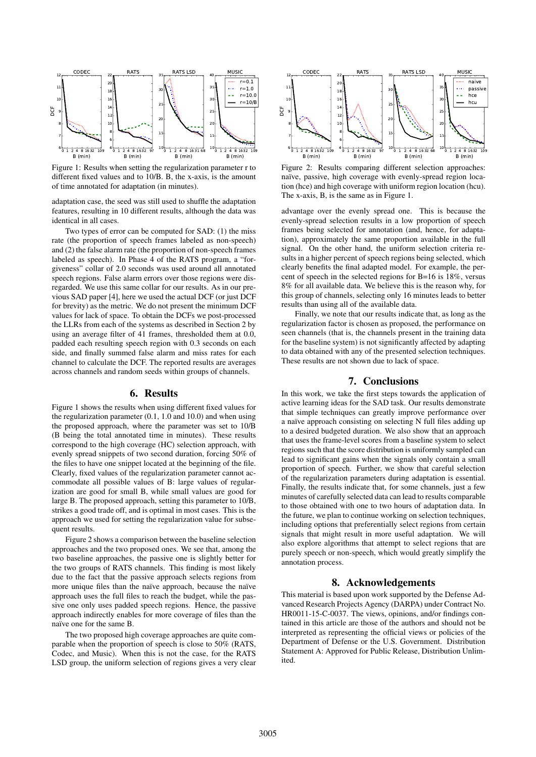Figure 1: Results when setting the regularization parameter r to different fixed values and to 10/B. B, the x-axis, is the amount of time annotated for adaptation (in minutes).

Figure 2: Results comparing different selection approaches: naïve, passive, high coverage with evenly-spread region location (hce) and high coverage with uniform region location (hcu). The x-axis, B, is the same as in Figure 1.

adaptation case, the seed was still used to shuffle the adaptation features, resulting in 10 different results, although the data was identical in all cases.

Two types of error can be computed for SAD: (1) the miss rate (the proportion of speech frames labeled as non-speech) and (2) the false alarm rate (the proportion of non-speech frames labeled as speech). In Phase 4 of the RATS program, a "forgiveness" collar of 2.0 seconds was used around all annotated speech regions. False alarm errors over those regions were disregarded. We use this same collar for our results. As in our previous SAD paper [4], here we used the actual DCF (or just DCF for brevity) as the metric. We do not present the minimum DCF values for lack of space. To obtain the DCFs we post-processed the LLRs from each of the systems as described in Section 2 by using an average filter of 41 frames, thresholded them at 0.0, padded each resulting speech region with 0.3 seconds on each side, and finally summed false alarm and miss rates for each channel to calculate the DCF. The reported results are averages across channels and random seeds within groups of channels.

## 6. Results

Figure 1 shows the results when using different fixed values for the regularization parameter (0.1, 1.0 and 10.0) and when using the proposed approach, where the parameter was set to 10/B (B being the total annotated time in minutes). These results correspond to the high coverage (HC) selection approach, with evenly spread snippets of two second duration, forcing 50% of the files to have one snippet located at the beginning of the file. Clearly, fixed values of the regularization parameter cannot accommodate all possible values of B: large values of regularization are good for small B, while small values are good for large B. The proposed approach, setting this parameter to 10/B, strikes a good trade off, and is optimal in most cases. This is the approach we used for setting the regularization value for subsequent results.

Figure 2 shows a comparison between the baseline selection approaches and the two proposed ones. We see that, among the two baseline approaches, the passive one is slightly better for the two groups of RATS channels. This finding is most likely due to the fact that the passive approach selects regions from more unique files than the naïve approach, because the naïve approach uses the full files to reach the budget, while the passive one only uses padded speech regions. Hence, the passive approach indirectly enables for more coverage of files than the naïve one for the same B.

The two proposed high coverage approaches are quite comparable when the proportion of speech is close to 50% (RATS, Codec, and Music). When this is not the case, for the RATS LSD group, the uniform selection of regions gives a very clear advantage over the evenly spread one. This is because the evenly-spread selection results in a low proportion of speech frames being selected for annotation (and, hence, for adaptation), approximately the same proportion available in the full signal. On the other hand, the uniform selection criteria results in a higher percent of speech regions being selected, which clearly benefits the final adapted model. For example, the percent of speech in the selected regions for B=16 is 18%, versus 8% for all available data. We believe this is the reason why, for this group of channels, selecting only 16 minutes leads to better results than using all of the available data.

Finally, we note that our results indicate that, as long as the regularization factor is chosen as proposed, the performance on seen channels (that is, the channels present in the training data for the baseline system) is not significantly affected by adapting to data obtained with any of the presented selection techniques. These results are not shown due to lack of space.

## 7. Conclusions

In this work, we take the first steps towards the application of active learning ideas for the SAD task. Our results demonstrate that simple techniques can greatly improve performance over a naïve approach consisting on selecting N full files adding up to a desired budgeted duration. We also show that an approach that uses the frame-level scores from a baseline system to select regions such that the score distribution is uniformly sampled can lead to significant gains when the signals only contain a small proportion of speech. Further, we show that careful selection of the regularization parameters during adaptation is essential. Finally, the results indicate that, for some channels, just a few minutes of carefully selected data can lead to results comparable to those obtained with one to two hours of adaptation data. In the future, we plan to continue working on selection techniques, including options that preferentially select regions from certain signals that might result in more useful adaptation. We will also explore algorithms that attempt to select regions that are purely speech or non-speech, which would greatly simplify the annotation process.

## 8. Acknowledgements

This material is based upon work supported by the Defense Advanced Research Projects Agency (DARPA) under Contract No. HR0011-15-C-0037. The views, opinions, and/or findings contained in this article are those of the authors and should not be interpreted as representing the official views or policies of the Department of Defense or the U.S. Government. Distribution Statement A: Approved for Public Release, Distribution Unlimited.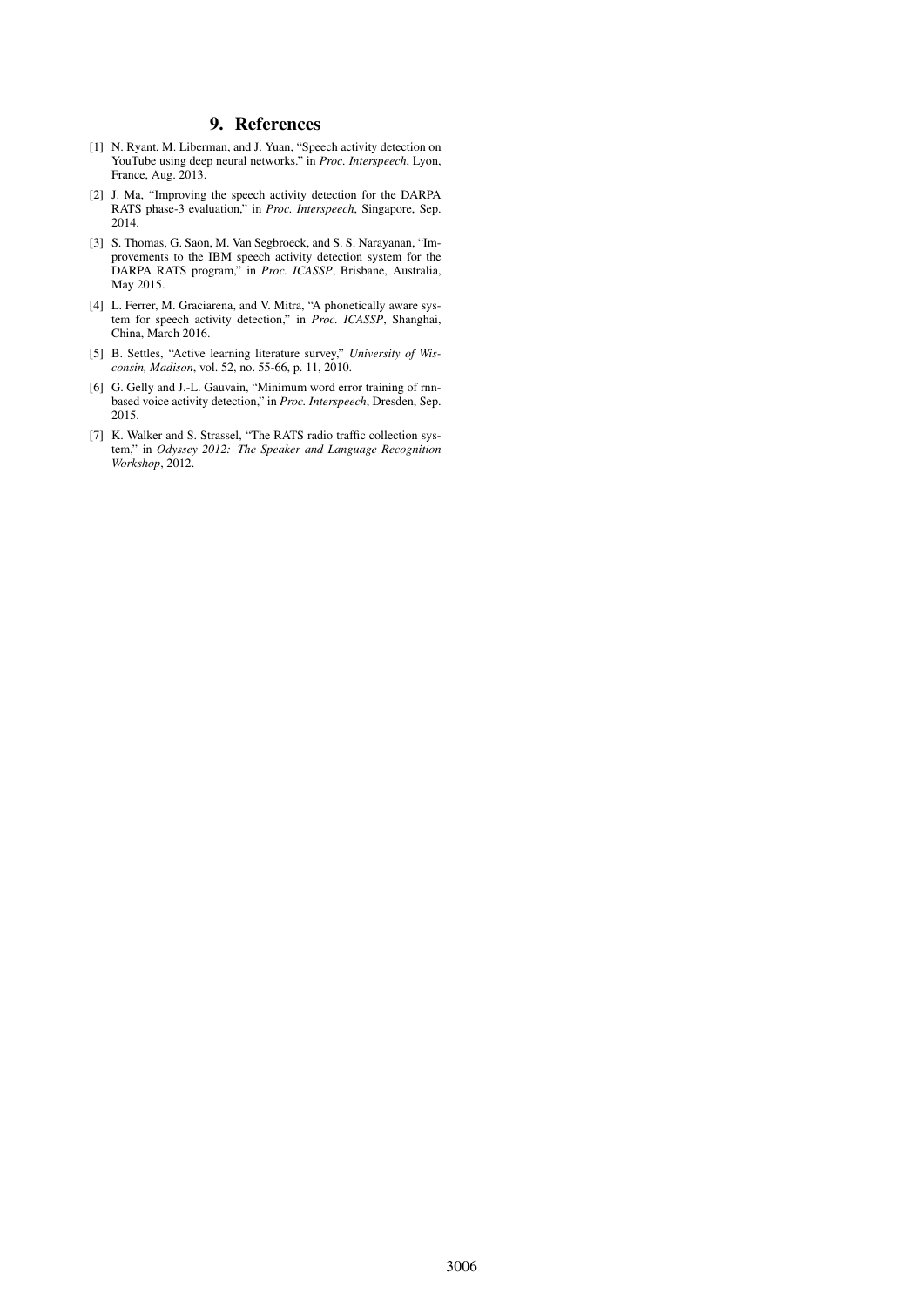## 9. References

[1] N. Ryant, M. Liberman, and J. Yuan, "Speech activity detection on YouTube using deep neural networks." in *Proc. Interspeech*, Lyon, France, Aug. 2013.

[2] J. Ma, "Improving the speech activity detection for the DARPA RATS phase-3 evaluation," in *Proc. Interspeech*, Singapore, Sep. 2014.

[3] S. Thomas, G. Saon, M. Van Segbroeck, and S. S. Narayanan, "Improvements to the IBM speech activity detection system for the DARPA RATS program," in *Proc. ICASSP*, Brisbane, Australia, May 2015.

[4] L. Ferrer, M. Graciarena, and V. Mitra, "A phonetically aware system for speech activity detection," in *Proc. ICASSP*, Shanghai, China, March 2016.

[5] B. Settles, "Active learning literature survey," *University of Wisconsin, Madison*, vol. 52, no. 55-66, p. 11, 2010.

[6] G. Gelly and J.-L. Gauvain, "Minimum word error training of rnn-based voice activity detection," in *Proc. Interspeech*, Dresden, Sep. 2015.

[7] K. Walker and S. Strassel, "The RATS radio traffic collection system," in *Odyssey 2012: The Speaker and Language Recognition Workshop*, 2012.